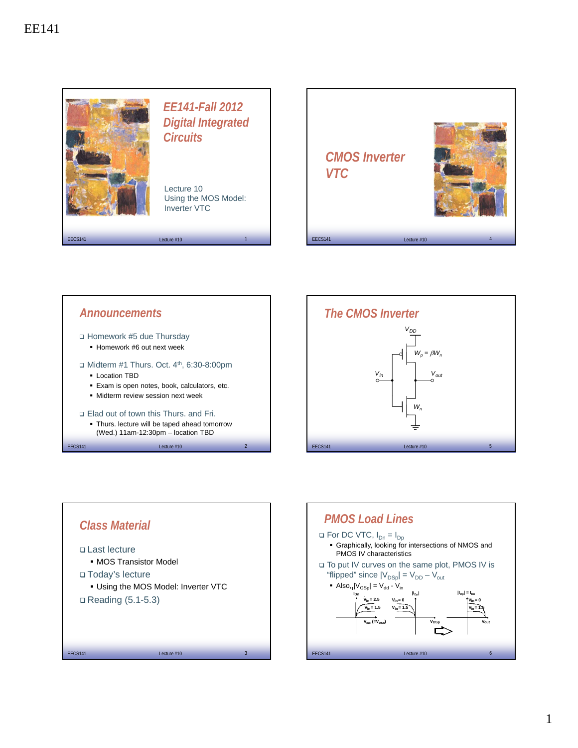EE141

## EE141-Fall 2012
## Digital Integrated Circuits

Lecture 10
Using the MOS Model:
Inverter VTC

## CMOS Inverter VTC

## Announcements

- Homework #5 due Thursday
  - Homework #6 out next week
- Midterm #1 Thurs. Oct. 4th, 6:30-8:00pm
  - Location TBD
  - Exam is open notes, book, calculators, etc.
  - Midterm review session next week
- Elad out of town this Thurs. and Fri.
  - Thurs. lecture will be taped ahead tomorrow (Wed.) 11am-12:30pm – location TBD

## The CMOS Inverter

$V_{DD}$

$W_p = \beta W_n$

$V_{in}$ $V_{out}$

$W_n$

## Class Material

- Last lecture
  - MOS Transistor Model
- Today's lecture
  - Using the MOS Model: Inverter VTC
- Reading (5.1-5.3)

## PMOS Load Lines

- For DC VTC, $I_{Dn} = I_{Dp}$
  - Graphically, looking for intersections of NMOS and PMOS IV characteristics
- To put IV curves on the same plot, PMOS IV is "flipped" since $|V_{DSp}| = V_{DD} - V_{out}$
  - Also, $|V_{GSp}| = V_{dd} - V_{in}$

$I_{Dn}$: $V_{in} = 2.5$, $V_{in} = 1.5$, $V_{out}$ ($=V_{DSn}$)

$|I_{Dp}|$: $V_{in} = 0$, $V_{in} = 1.5$, $V_{DSp}$

$|I_{Dp}| = I_{Dn}$: $V_{in} = 0$, $V_{in} = 1.5$, $V_{out}$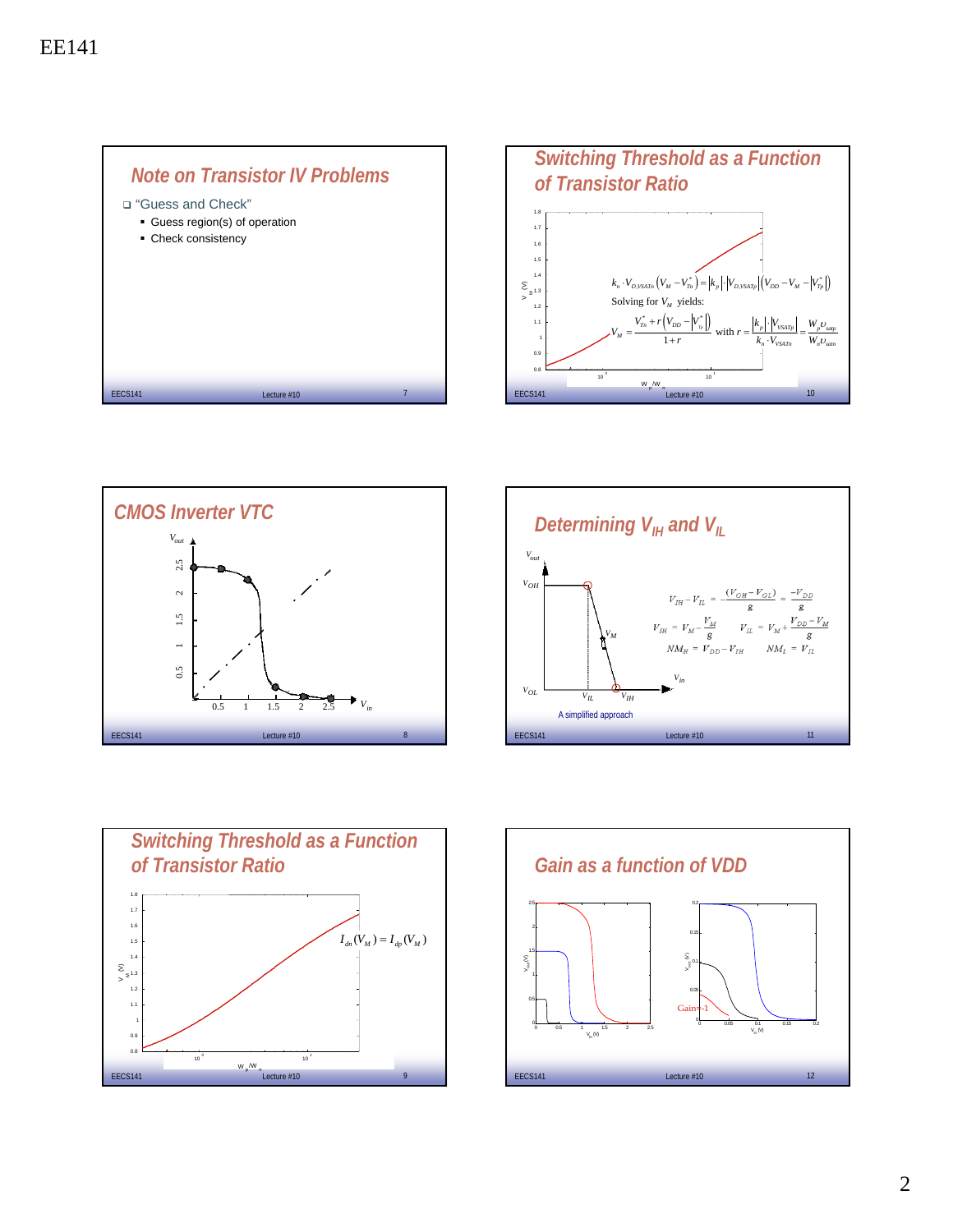## Note on Transistor IV Problems

- "Guess and Check"
  - Guess region(s) of operation
  - Check consistency

## Switching Threshold as a Function of Transistor Ratio

$$k_n \cdot V_{DSATn}\left(V_M - V_{Tn}^*\right) = \left|k_p\right| \cdot \left|V_{DSATp}\right| \left(V_{DD} - V_M - \left|V_{Tp}^*\right|\right)$$

Solving for $V_M$ yields:

$$V_M = \frac{V_{Tn}^* + r\left(V_{DD} - \left|V_{Tp}^*\right|\right)}{1+r} \quad \text{with } r = \frac{\left|k_p\right| \cdot \left|V_{VSATp}\right|}{k_n \cdot V_{VSATn}} = \frac{W_p \upsilon_{satp}}{W_n \upsilon_{satn}}$$

## CMOS Inverter VTC

## Determining $V_{IH}$ and $V_{IL}$

$$V_{IH} - V_{IL} = -\frac{(V_{OH} - V_{OL})}{g} = \frac{-V_{DD}}{g}$$

$$V_{IH} = V_M - \frac{V_M}{g} \qquad V_{IL} = V_M + \frac{V_{DD} - V_M}{g}$$

$$NM_H = V_{DD} - V_{IH} \qquad NM_L = V_{IL}$$

A simplified approach

## Switching Threshold as a Function of Transistor Ratio

$$I_{dn}(V_M) = I_{dp}(V_M)$$

## Gain as a function of VDD

Gain=-1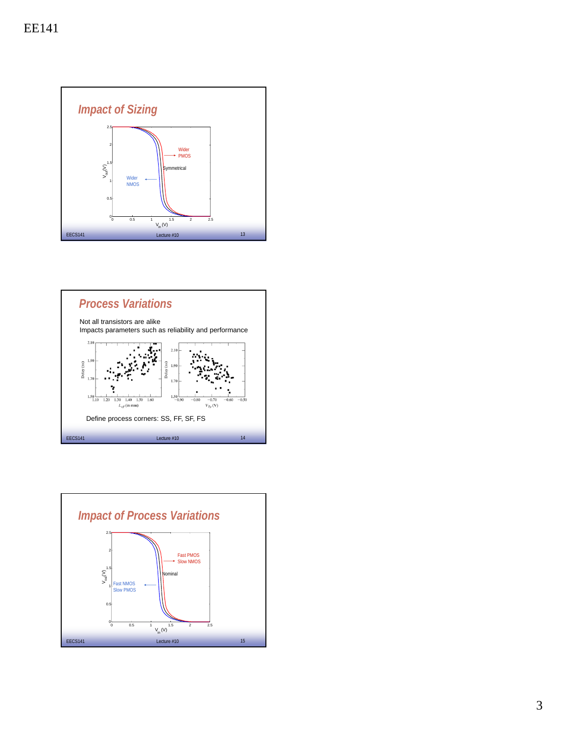## Impact of Sizing

2.5

2

1.5

1

0.5

0

$V_{out}$(V)

0 0.5 1 1.5 2 2.5

$V_{in}$ (V)

Wider PMOS

Symmetrical

Wider NMOS

## Process Variations

Not all transistors are alike

Impacts parameters such as reliability and performance

Delay (ns)

2.10

1.90

1.70

1.50

1.10 1.20 1.30 1.40 1.50 1.60

$L_{eff}$ (in mm)

Delay (ns)

2.10

1.90

1.70

1.50

−0.90 −0.80 −0.70 −0.60 −0.50

$V_{Tp}$ (V)

Define process corners: SS, FF, SF, FS

## Impact of Process Variations

2.5

2

1.5

1

0.5

0

$V_{out}$(V)

0 0.5 1 1.5 2 2.5

$V_{in}$ (V)

Fast PMOS
Slow NMOS

Nominal

Fast NMOS
Slow PMOS